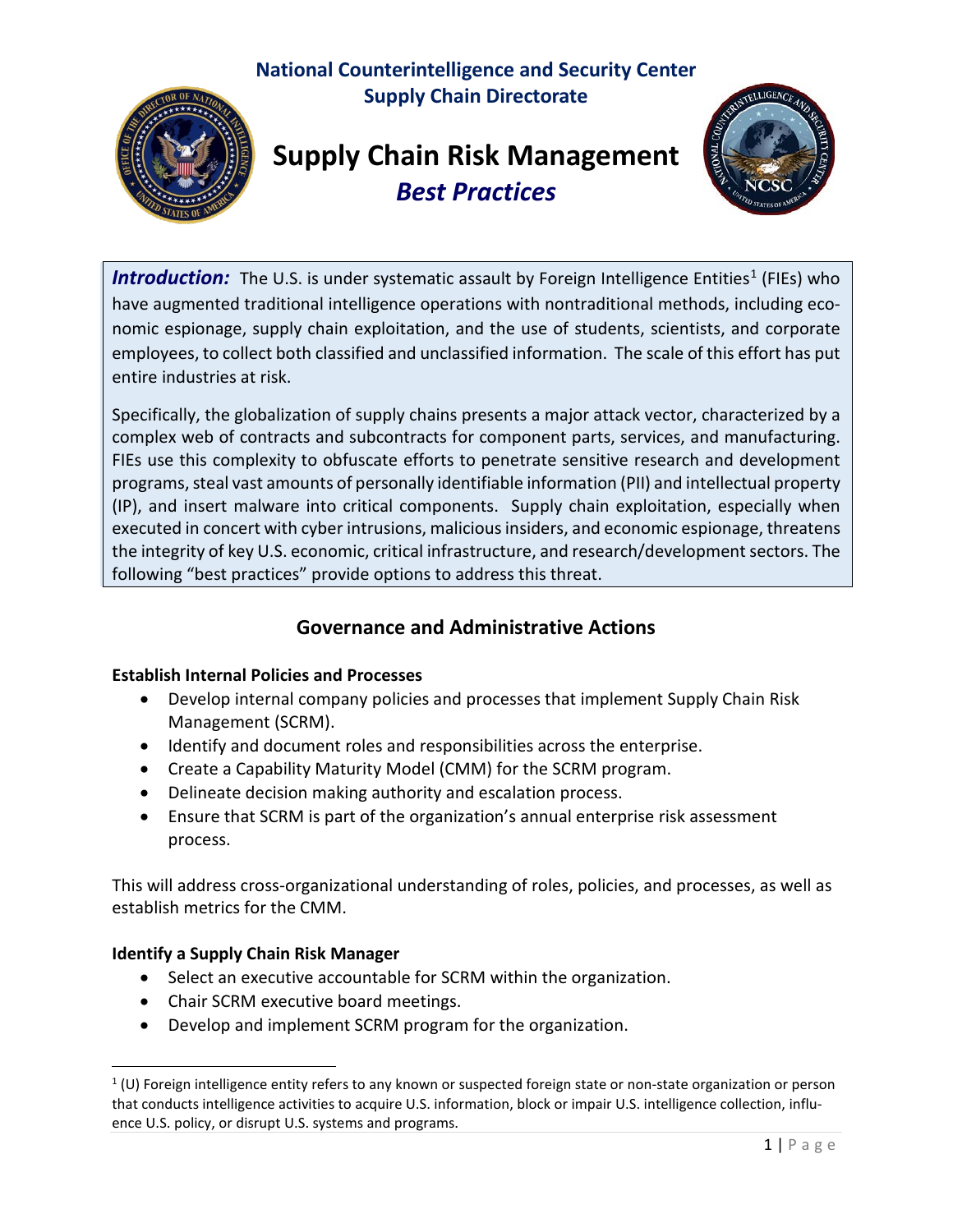**National Counterintelligence and Security Center**
**Supply Chain Directorate**

# Supply Chain Risk Management
## *Best Practices*

***Introduction:*** The U.S. is under systematic assault by Foreign Intelligence Entities[1] (FIEs) who have augmented traditional intelligence operations with nontraditional methods, including economic espionage, supply chain exploitation, and the use of students, scientists, and corporate employees, to collect both classified and unclassified information. The scale of this effort has put entire industries at risk.

Specifically, the globalization of supply chains presents a major attack vector, characterized by a complex web of contracts and subcontracts for component parts, services, and manufacturing. FIEs use this complexity to obfuscate efforts to penetrate sensitive research and development programs, steal vast amounts of personally identifiable information (PII) and intellectual property (IP), and insert malware into critical components. Supply chain exploitation, especially when executed in concert with cyber intrusions, malicious insiders, and economic espionage, threatens the integrity of key U.S. economic, critical infrastructure, and research/development sectors. The following "best practices" provide options to address this threat.

## Governance and Administrative Actions

**Establish Internal Policies and Processes**

- Develop internal company policies and processes that implement Supply Chain Risk Management (SCRM).
- Identify and document roles and responsibilities across the enterprise.
- Create a Capability Maturity Model (CMM) for the SCRM program.
- Delineate decision making authority and escalation process.
- Ensure that SCRM is part of the organization's annual enterprise risk assessment process.

This will address cross-organizational understanding of roles, policies, and processes, as well as establish metrics for the CMM.

**Identify a Supply Chain Risk Manager**

- Select an executive accountable for SCRM within the organization.
- Chair SCRM executive board meetings.
- Develop and implement SCRM program for the organization.

[1] (U) Foreign intelligence entity refers to any known or suspected foreign state or non-state organization or person that conducts intelligence activities to acquire U.S. information, block or impair U.S. intelligence collection, influence U.S. policy, or disrupt U.S. systems and programs.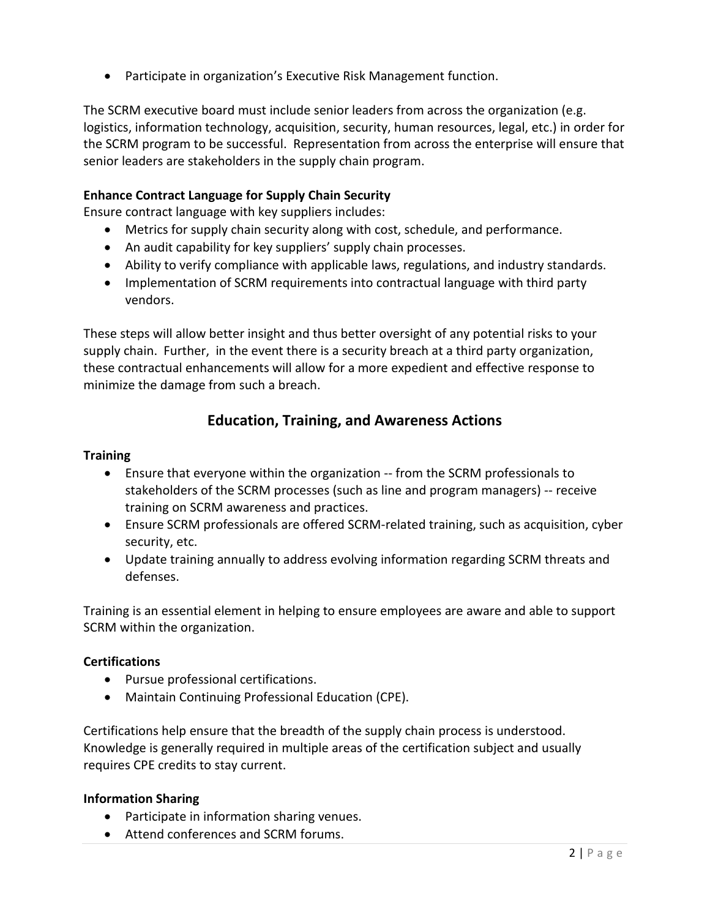- Participate in organization's Executive Risk Management function.

The SCRM executive board must include senior leaders from across the organization (e.g. logistics, information technology, acquisition, security, human resources, legal, etc.) in order for the SCRM program to be successful. Representation from across the enterprise will ensure that senior leaders are stakeholders in the supply chain program.

**Enhance Contract Language for Supply Chain Security**

Ensure contract language with key suppliers includes:

- Metrics for supply chain security along with cost, schedule, and performance.
- An audit capability for key suppliers' supply chain processes.
- Ability to verify compliance with applicable laws, regulations, and industry standards.
- Implementation of SCRM requirements into contractual language with third party vendors.

These steps will allow better insight and thus better oversight of any potential risks to your supply chain. Further, in the event there is a security breach at a third party organization, these contractual enhancements will allow for a more expedient and effective response to minimize the damage from such a breach.

## Education, Training, and Awareness Actions

**Training**

- Ensure that everyone within the organization -- from the SCRM professionals to stakeholders of the SCRM processes (such as line and program managers) -- receive training on SCRM awareness and practices.
- Ensure SCRM professionals are offered SCRM-related training, such as acquisition, cyber security, etc.
- Update training annually to address evolving information regarding SCRM threats and defenses.

Training is an essential element in helping to ensure employees are aware and able to support SCRM within the organization.

**Certifications**

- Pursue professional certifications.
- Maintain Continuing Professional Education (CPE).

Certifications help ensure that the breadth of the supply chain process is understood. Knowledge is generally required in multiple areas of the certification subject and usually requires CPE credits to stay current.

**Information Sharing**

- Participate in information sharing venues.
- Attend conferences and SCRM forums.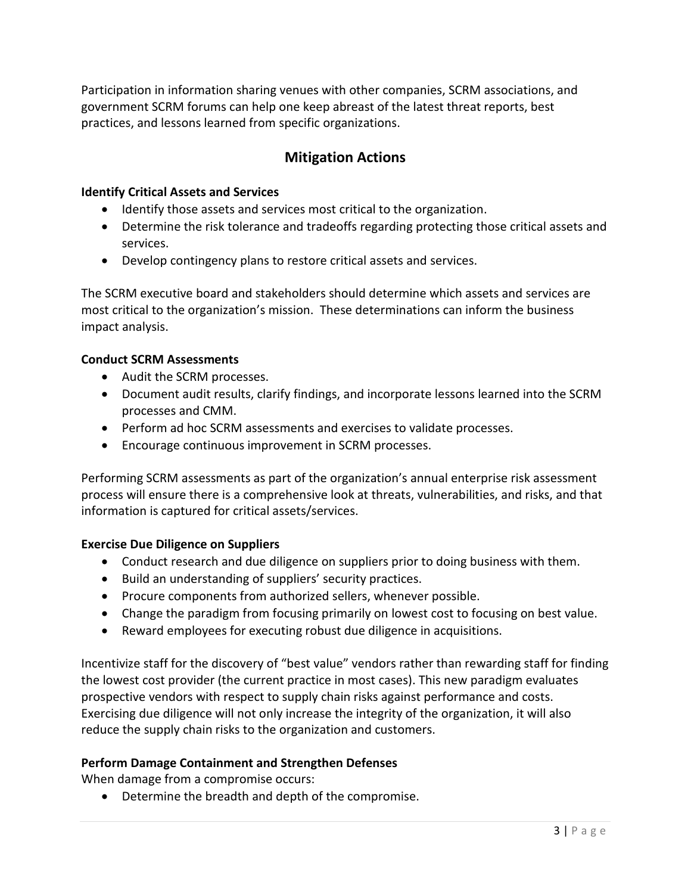Participation in information sharing venues with other companies, SCRM associations, and government SCRM forums can help one keep abreast of the latest threat reports, best practices, and lessons learned from specific organizations.

## Mitigation Actions

**Identify Critical Assets and Services**

- Identify those assets and services most critical to the organization.
- Determine the risk tolerance and tradeoffs regarding protecting those critical assets and services.
- Develop contingency plans to restore critical assets and services.

The SCRM executive board and stakeholders should determine which assets and services are most critical to the organization's mission. These determinations can inform the business impact analysis.

**Conduct SCRM Assessments**

- Audit the SCRM processes.
- Document audit results, clarify findings, and incorporate lessons learned into the SCRM processes and CMM.
- Perform ad hoc SCRM assessments and exercises to validate processes.
- Encourage continuous improvement in SCRM processes.

Performing SCRM assessments as part of the organization's annual enterprise risk assessment process will ensure there is a comprehensive look at threats, vulnerabilities, and risks, and that information is captured for critical assets/services.

**Exercise Due Diligence on Suppliers**

- Conduct research and due diligence on suppliers prior to doing business with them.
- Build an understanding of suppliers' security practices.
- Procure components from authorized sellers, whenever possible.
- Change the paradigm from focusing primarily on lowest cost to focusing on best value.
- Reward employees for executing robust due diligence in acquisitions.

Incentivize staff for the discovery of "best value" vendors rather than rewarding staff for finding the lowest cost provider (the current practice in most cases). This new paradigm evaluates prospective vendors with respect to supply chain risks against performance and costs. Exercising due diligence will not only increase the integrity of the organization, it will also reduce the supply chain risks to the organization and customers.

**Perform Damage Containment and Strengthen Defenses**

When damage from a compromise occurs:

- Determine the breadth and depth of the compromise.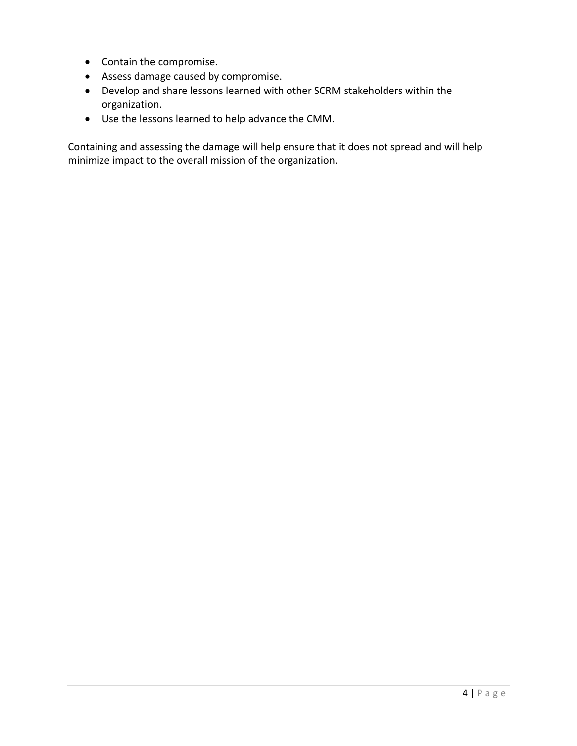- Contain the compromise.
- Assess damage caused by compromise.
- Develop and share lessons learned with other SCRM stakeholders within the organization.
- Use the lessons learned to help advance the CMM.

Containing and assessing the damage will help ensure that it does not spread and will help minimize impact to the overall mission of the organization.